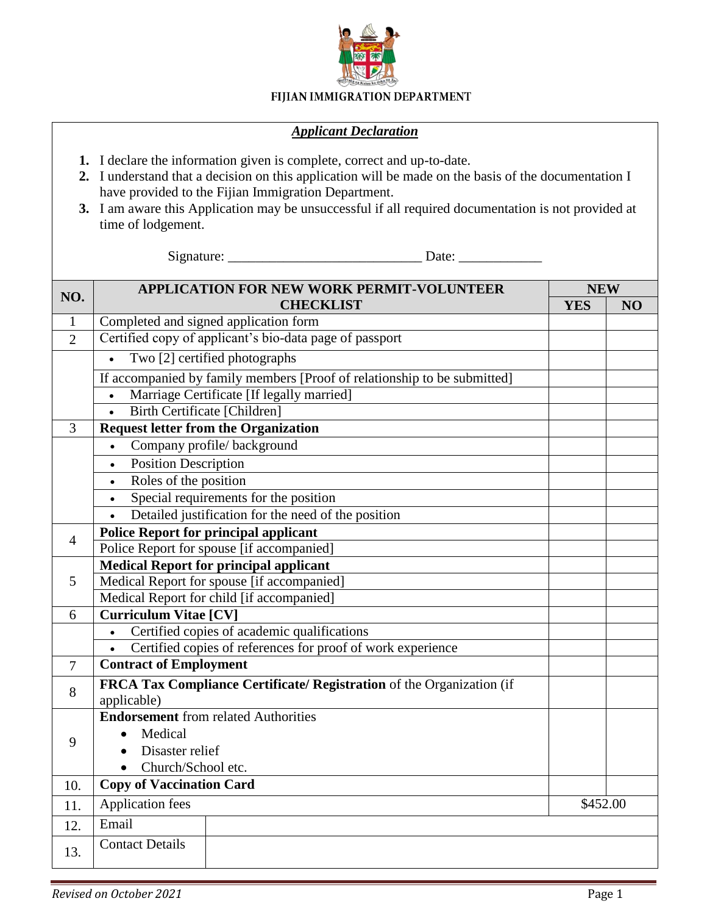# FIJIAN IMMIGRATION DEPARTMENT

***Applicant Declaration***

1. I declare the information given is complete, correct and up-to-date.
2. I understand that a decision on this application will be made on the basis of the documentation I have provided to the Fijian Immigration Department.
3. I am aware this Application may be unsuccessful if all required documentation is not provided at time of lodgement.

Signature: ___________________________ Date: ____________

| NO. | APPLICATION FOR NEW WORK PERMIT-VOLUNTEER CHECKLIST | | NEW | |
|---|---|---|---|---|
| | | | YES | NO |
| 1 | Completed and signed application form | | | |
| 2 | Certified copy of applicant's bio-data page of passport | | | |
| | • Two [2] certified photographs | | | |
| | If accompanied by family members [Proof of relationship to be submitted] | | | |
| | • Marriage Certificate [If legally married] | | | |
| | • Birth Certificate [Children] | | | |
| 3 | **Request letter from the Organization** | | | |
| | • Company profile/ background | | | |
| | • Position Description | | | |
| | • Roles of the position | | | |
| | • Special requirements for the position | | | |
| | • Detailed justification for the need of the position | | | |
| 4 | **Police Report for principal applicant** | | | |
| | Police Report for spouse [if accompanied] | | | |
| 5 | **Medical Report for principal applicant** | | | |
| | Medical Report for spouse [if accompanied] | | | |
| | Medical Report for child [if accompanied] | | | |
| 6 | **Curriculum Vitae [CV]** | | | |
| | • Certified copies of academic qualifications | | | |
| | • Certified copies of references for proof of work experience | | | |
| 7 | **Contract of Employment** | | | |
| 8 | **FRCA Tax Compliance Certificate/ Registration** of the Organization (if applicable) | | | |
| 9 | **Endorsement** from related Authorities<br>• Medical<br>• Disaster relief<br>• Church/School etc. | | | |
| 10. | **Copy of Vaccination Card** | | | |
| 11. | Application fees | | $452.00 | |
| 12. | Email | | | |
| 13. | Contact Details | | | |

*Revised on October 2021*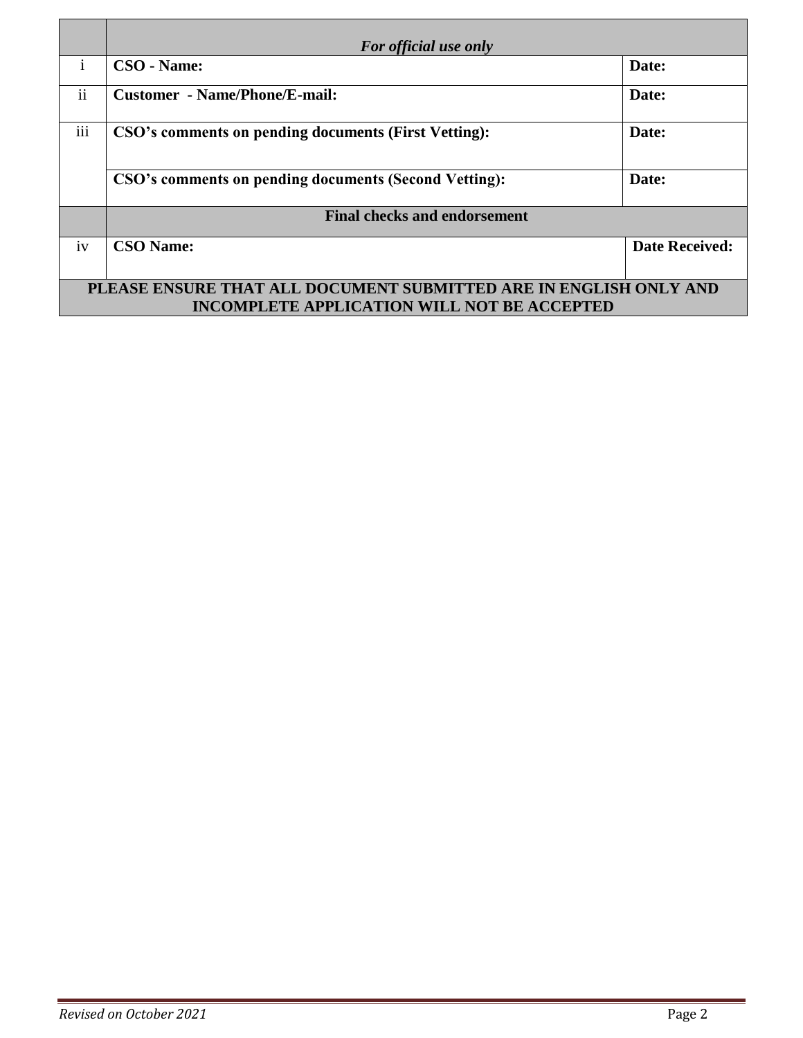| | *For official use only* | |
|---|---|---|
| i | **CSO - Name:** | **Date:** |
| ii | **Customer - Name/Phone/E-mail:** | **Date:** |
| iii | **CSO's comments on pending documents (First Vetting):** | **Date:** |
| | **CSO's comments on pending documents (Second Vetting):** | **Date:** |
| | **Final checks and endorsement** | |
| iv | **CSO Name:** | **Date Received:** |
| **PLEASE ENSURE THAT ALL DOCUMENT SUBMITTED ARE IN ENGLISH ONLY AND INCOMPLETE APPLICATION WILL NOT BE ACCEPTED** | | |

*Revised on October 2021*